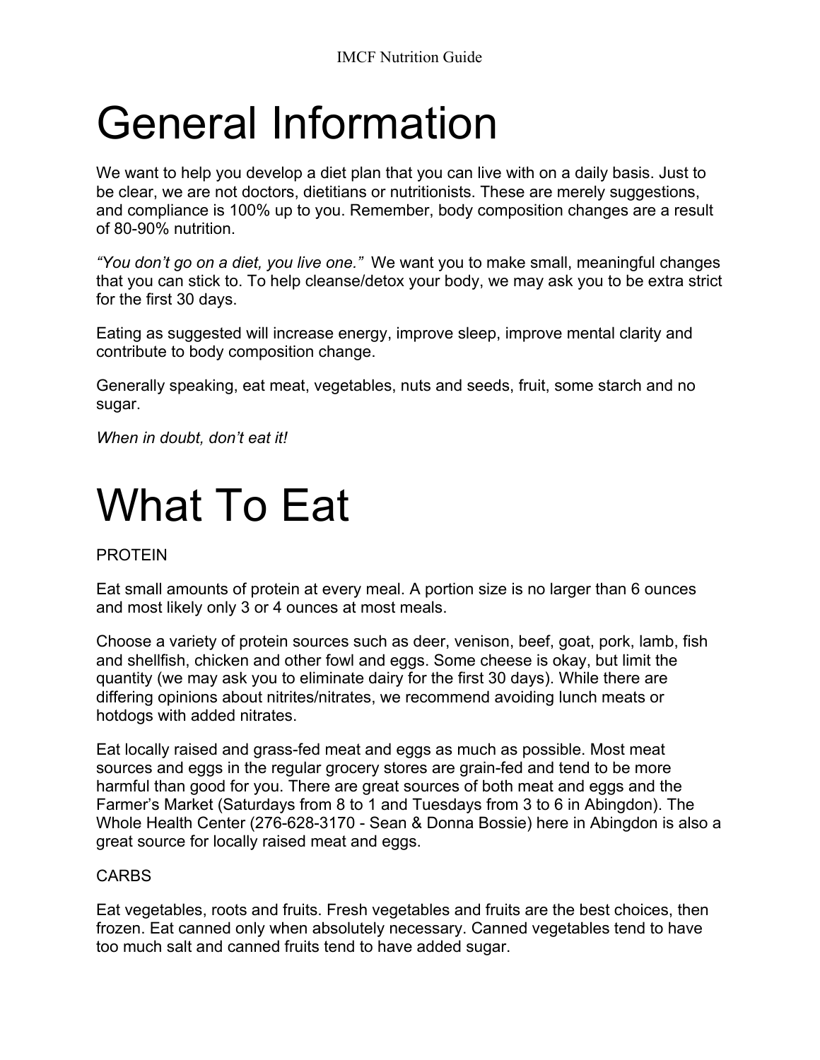# General Information

We want to help you develop a diet plan that you can live with on a daily basis. Just to be clear, we are not doctors, dietitians or nutritionists. These are merely suggestions, and compliance is 100% up to you. Remember, body composition changes are a result of 80-90% nutrition.

*"You don't go on a diet, you live one."* We want you to make small, meaningful changes that you can stick to. To help cleanse/detox your body, we may ask you to be extra strict for the first 30 days.

Eating as suggested will increase energy, improve sleep, improve mental clarity and contribute to body composition change.

Generally speaking, eat meat, vegetables, nuts and seeds, fruit, some starch and no sugar.

*When in doubt, don't eat it!*

# What To Eat

PROTEIN

Eat small amounts of protein at every meal. A portion size is no larger than 6 ounces and most likely only 3 or 4 ounces at most meals.

Choose a variety of protein sources such as deer, venison, beef, goat, pork, lamb, fish and shellfish, chicken and other fowl and eggs. Some cheese is okay, but limit the quantity (we may ask you to eliminate dairy for the first 30 days). While there are differing opinions about nitrites/nitrates, we recommend avoiding lunch meats or hotdogs with added nitrates.

Eat locally raised and grass-fed meat and eggs as much as possible. Most meat sources and eggs in the regular grocery stores are grain-fed and tend to be more harmful than good for you. There are great sources of both meat and eggs and the Farmer's Market (Saturdays from 8 to 1 and Tuesdays from 3 to 6 in Abingdon). The Whole Health Center (276-628-3170 - Sean & Donna Bossie) here in Abingdon is also a great source for locally raised meat and eggs.

CARBS

Eat vegetables, roots and fruits. Fresh vegetables and fruits are the best choices, then frozen. Eat canned only when absolutely necessary. Canned vegetables tend to have too much salt and canned fruits tend to have added sugar.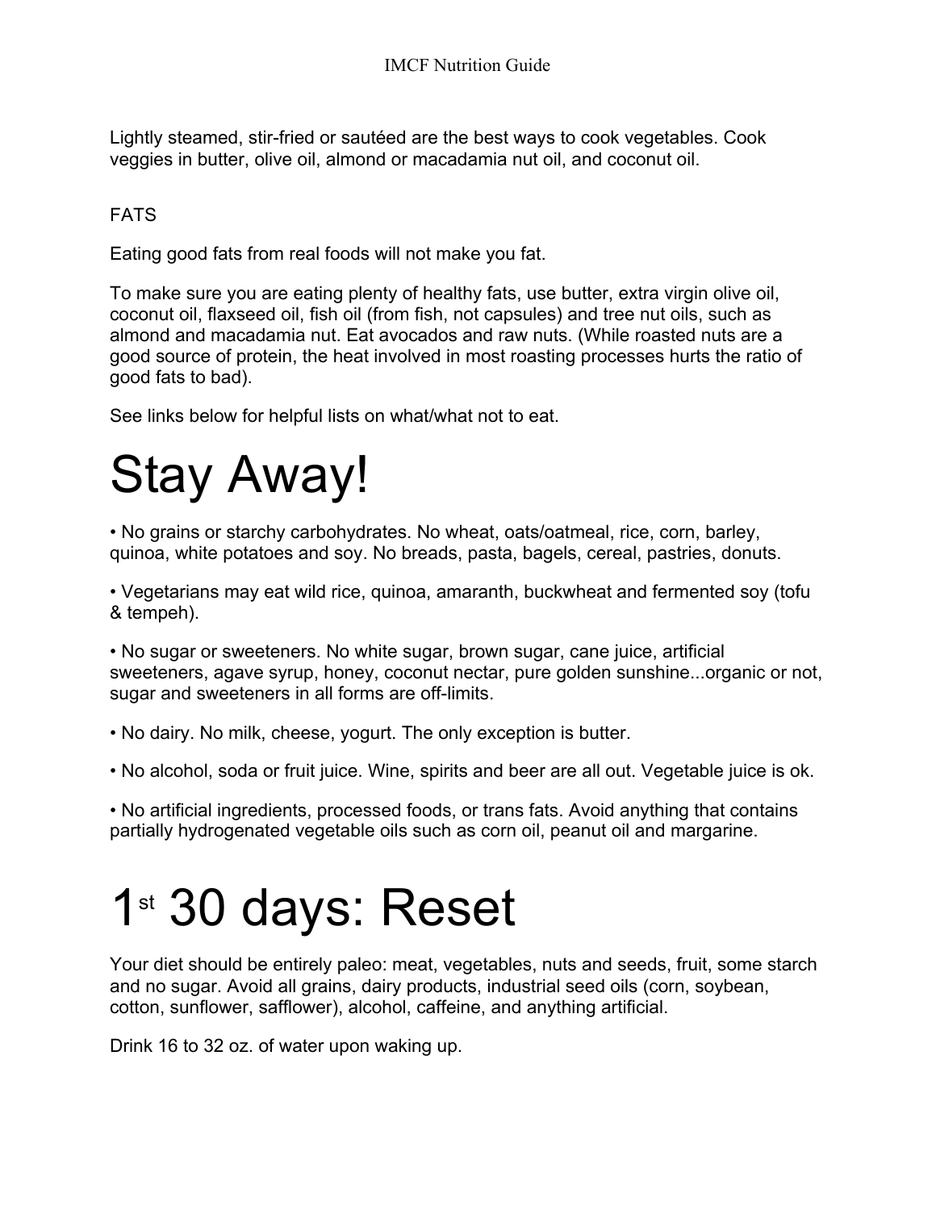Lightly steamed, stir-fried or sautéed are the best ways to cook vegetables. Cook veggies in butter, olive oil, almond or macadamia nut oil, and coconut oil.

### FATS

Eating good fats from real foods will not make you fat.

To make sure you are eating plenty of healthy fats, use butter, extra virgin olive oil, coconut oil, flaxseed oil, fish oil (from fish, not capsules) and tree nut oils, such as almond and macadamia nut. Eat avocados and raw nuts. (While roasted nuts are a good source of protein, the heat involved in most roasting processes hurts the ratio of good fats to bad).

See links below for helpful lists on what/what not to eat.

# Stay Away!

- No grains or starchy carbohydrates. No wheat, oats/oatmeal, rice, corn, barley, quinoa, white potatoes and soy. No breads, pasta, bagels, cereal, pastries, donuts.

- Vegetarians may eat wild rice, quinoa, amaranth, buckwheat and fermented soy (tofu & tempeh).

- No sugar or sweeteners. No white sugar, brown sugar, cane juice, artificial sweeteners, agave syrup, honey, coconut nectar, pure golden sunshine...organic or not, sugar and sweeteners in all forms are off-limits.

- No dairy. No milk, cheese, yogurt. The only exception is butter.

- No alcohol, soda or fruit juice. Wine, spirits and beer are all out. Vegetable juice is ok.

- No artificial ingredients, processed foods, or trans fats. Avoid anything that contains partially hydrogenated vegetable oils such as corn oil, peanut oil and margarine.

# 1st 30 days: Reset

Your diet should be entirely paleo: meat, vegetables, nuts and seeds, fruit, some starch and no sugar. Avoid all grains, dairy products, industrial seed oils (corn, soybean, cotton, sunflower, safflower), alcohol, caffeine, and anything artificial.

Drink 16 to 32 oz. of water upon waking up.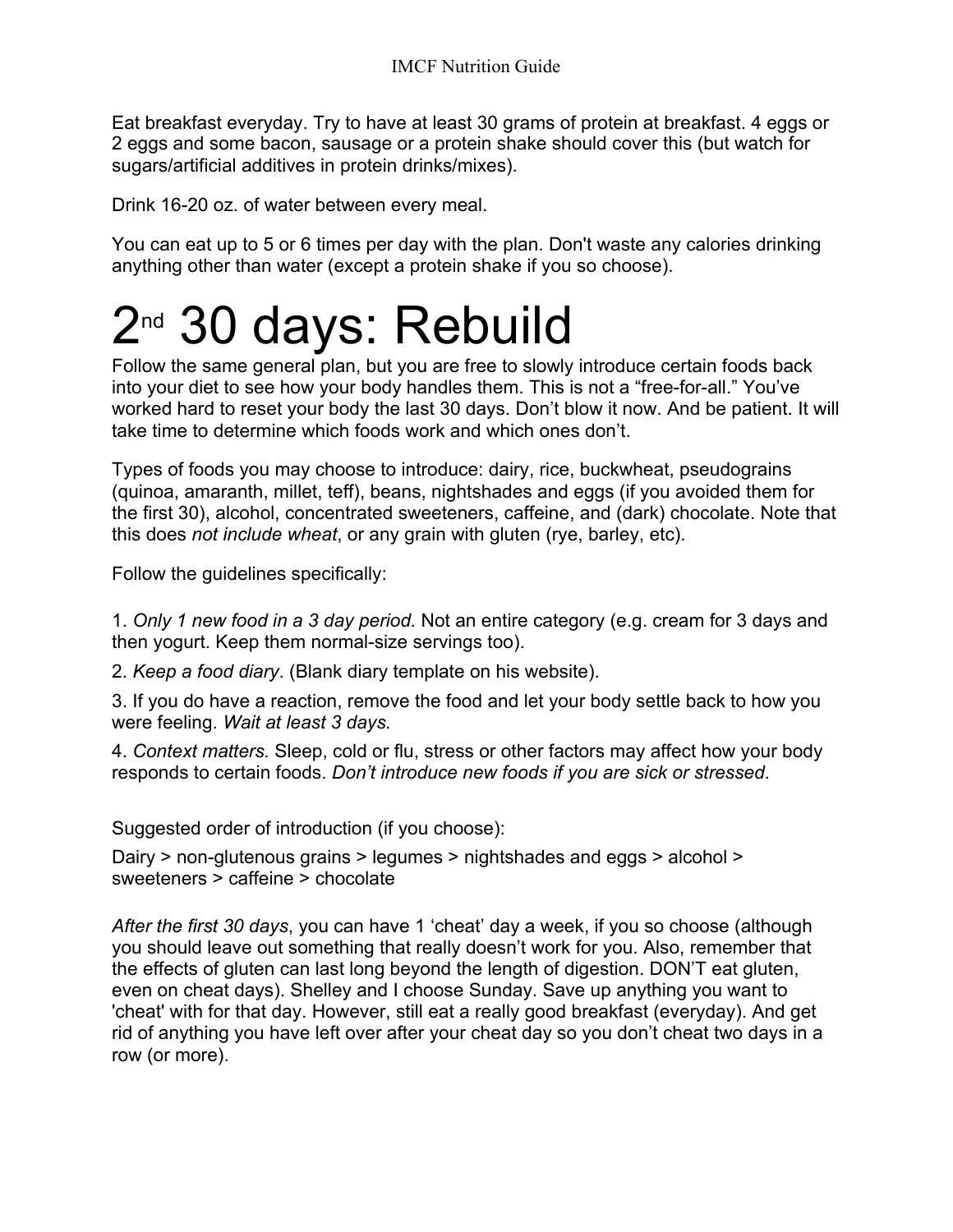Eat breakfast everyday. Try to have at least 30 grams of protein at breakfast. 4 eggs or 2 eggs and some bacon, sausage or a protein shake should cover this (but watch for sugars/artificial additives in protein drinks/mixes).

Drink 16-20 oz. of water between every meal.

You can eat up to 5 or 6 times per day with the plan. Don't waste any calories drinking anything other than water (except a protein shake if you so choose).

# 2nd 30 days: Rebuild

Follow the same general plan, but you are free to slowly introduce certain foods back into your diet to see how your body handles them. This is not a "free-for-all." You've worked hard to reset your body the last 30 days. Don't blow it now. And be patient. It will take time to determine which foods work and which ones don't.

Types of foods you may choose to introduce: dairy, rice, buckwheat, pseudograins (quinoa, amaranth, millet, teff), beans, nightshades and eggs (if you avoided them for the first 30), alcohol, concentrated sweeteners, caffeine, and (dark) chocolate. Note that this does *not include wheat*, or any grain with gluten (rye, barley, etc).

Follow the guidelines specifically:

1. *Only 1 new food in a 3 day period.* Not an entire category (e.g. cream for 3 days and then yogurt. Keep them normal-size servings too).
2. *Keep a food diary*. (Blank diary template on his website).
3. If you do have a reaction, remove the food and let your body settle back to how you were feeling. *Wait at least 3 days.*
4. *Context matters.* Sleep, cold or flu, stress or other factors may affect how your body responds to certain foods. *Don't introduce new foods if you are sick or stressed*.

Suggested order of introduction (if you choose):

Dairy > non-glutenous grains > legumes > nightshades and eggs > alcohol > sweeteners > caffeine > chocolate

*After the first 30 days*, you can have 1 'cheat' day a week, if you so choose (although you should leave out something that really doesn't work for you. Also, remember that the effects of gluten can last long beyond the length of digestion. DON'T eat gluten, even on cheat days). Shelley and I choose Sunday. Save up anything you want to 'cheat' with for that day. However, still eat a really good breakfast (everyday). And get rid of anything you have left over after your cheat day so you don't cheat two days in a row (or more).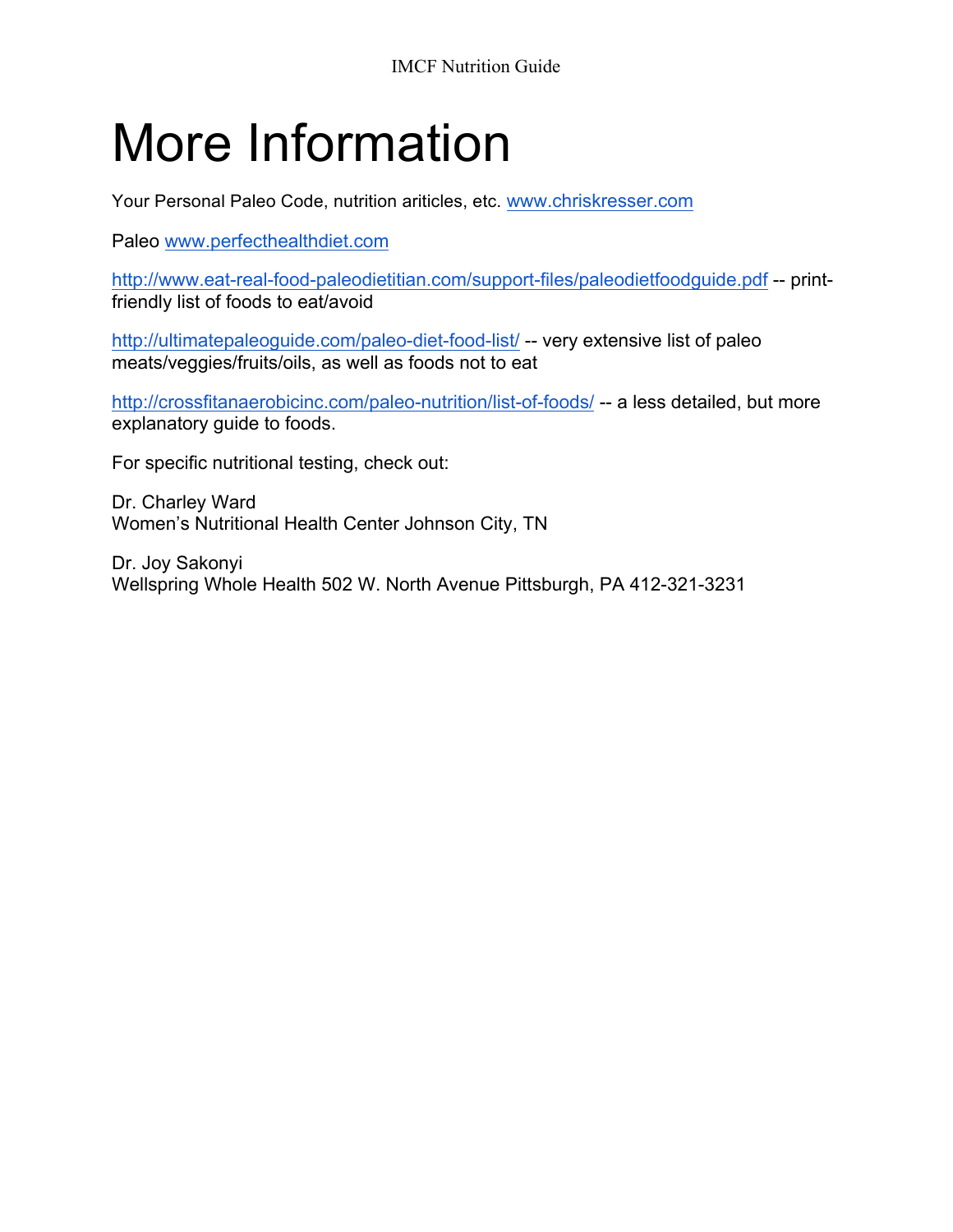# More Information

Your Personal Paleo Code, nutrition ariticles, etc. www.chriskresser.com

Paleo www.perfecthealthdiet.com

http://www.eat-real-food-paleodietitian.com/support-files/paleodietfoodguide.pdf -- print-friendly list of foods to eat/avoid

http://ultimatepaleoguide.com/paleo-diet-food-list/ -- very extensive list of paleo meats/veggies/fruits/oils, as well as foods not to eat

http://crossfitanaerobicinc.com/paleo-nutrition/list-of-foods/ -- a less detailed, but more explanatory guide to foods.

For specific nutritional testing, check out:

Dr. Charley Ward
Women's Nutritional Health Center Johnson City, TN

Dr. Joy Sakonyi
Wellspring Whole Health 502 W. North Avenue Pittsburgh, PA 412-321-3231